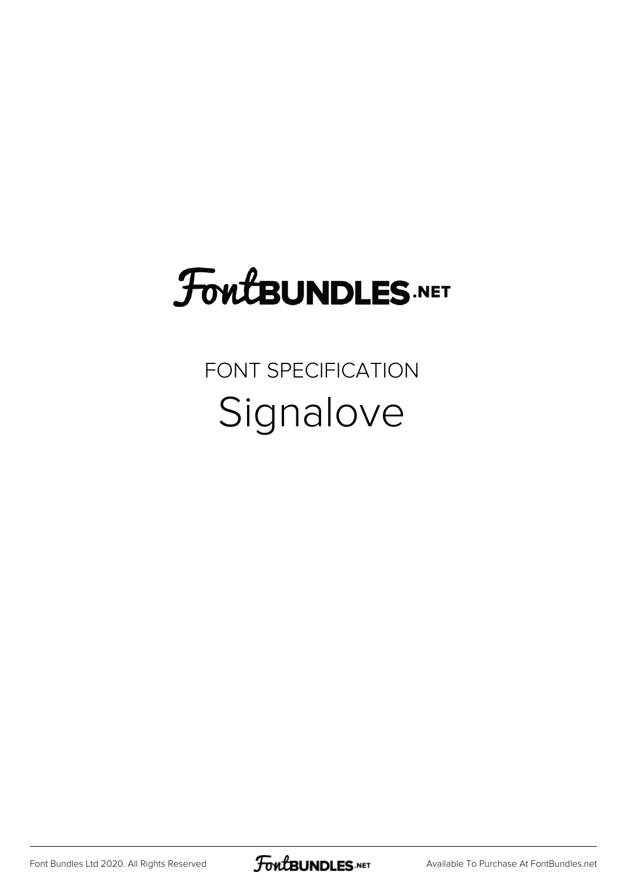# FontBUNDLES.NET

FONT SPECIFICATION

## Signalove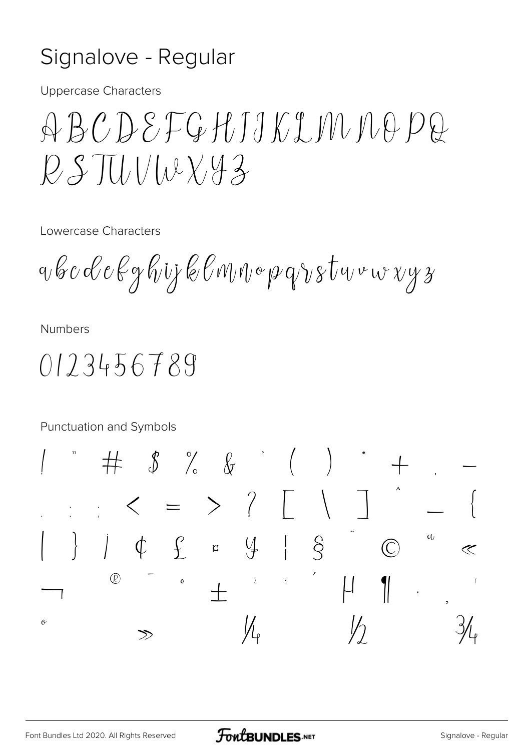# Signalove - Regular

Uppercase Characters

ABCDEFGHIJKLMNOPQ
RSTUVWXYZ

Lowercase Characters

abcdefghijklmnopqrstuvwxyz

Numbers

0123456789

Punctuation and Symbols

! " # $ % & ' ( ) * + , -
. / : ; < = > ? [ \ ] ^ _ {
| } ¡ ¢ £ ¤ ¥ ¦ § ¨ © ª «
¬ ® ¯ ° ± ² ³ ´ µ ¶ · ¸ ¹
º » ¼ ½ ¾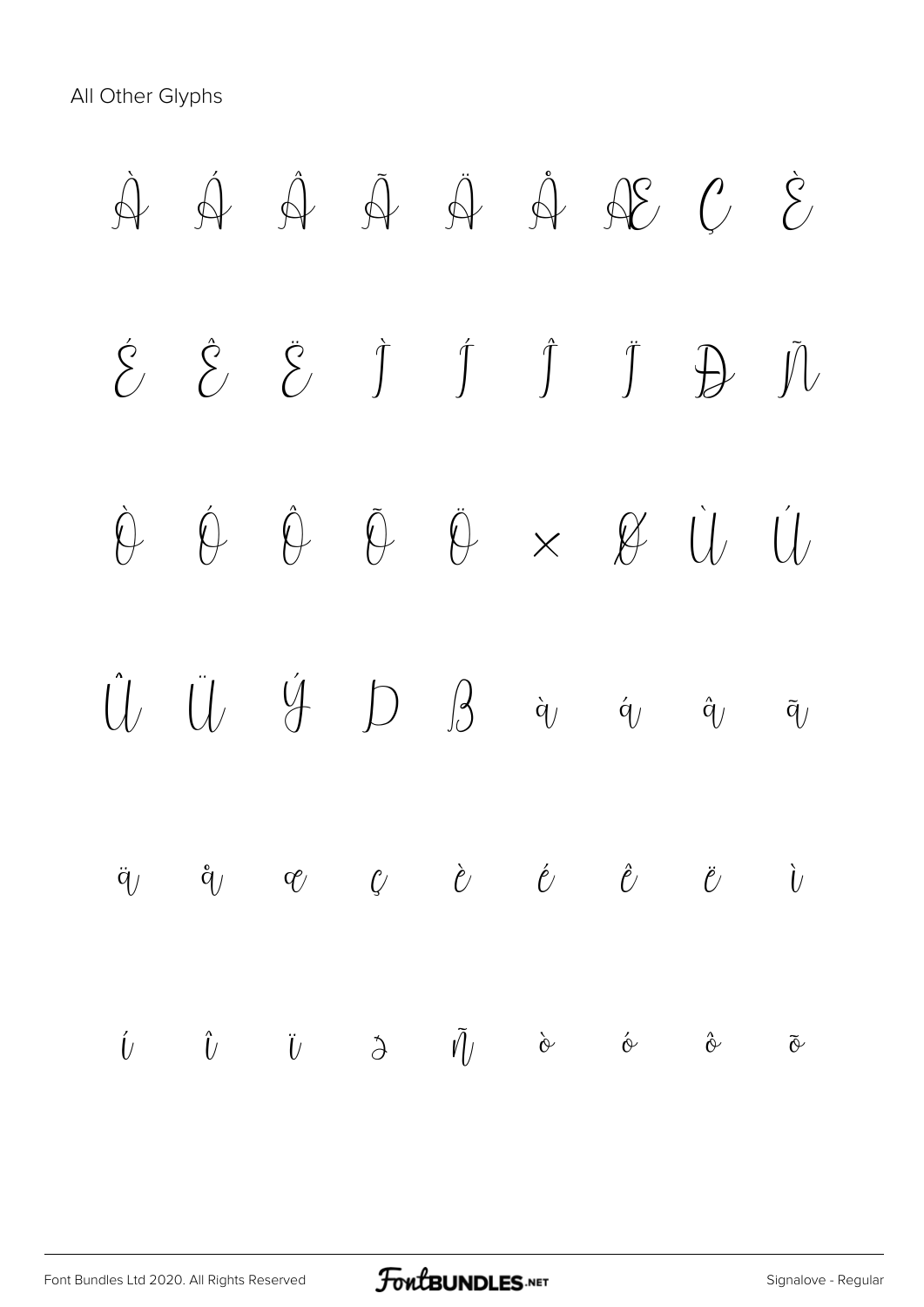All Other Glyphs

À Á Â Ã Ä Å Æ Ç È

É Ê Ë Ì Í Î Ï Ð Ñ

Ò Ó Ô Õ Ö × Ø Ù Ú

Û Ü Ý Þ ß à á â ã

ä å æ ç è é ê ë ì

í î ï ð ñ ò ó ô õ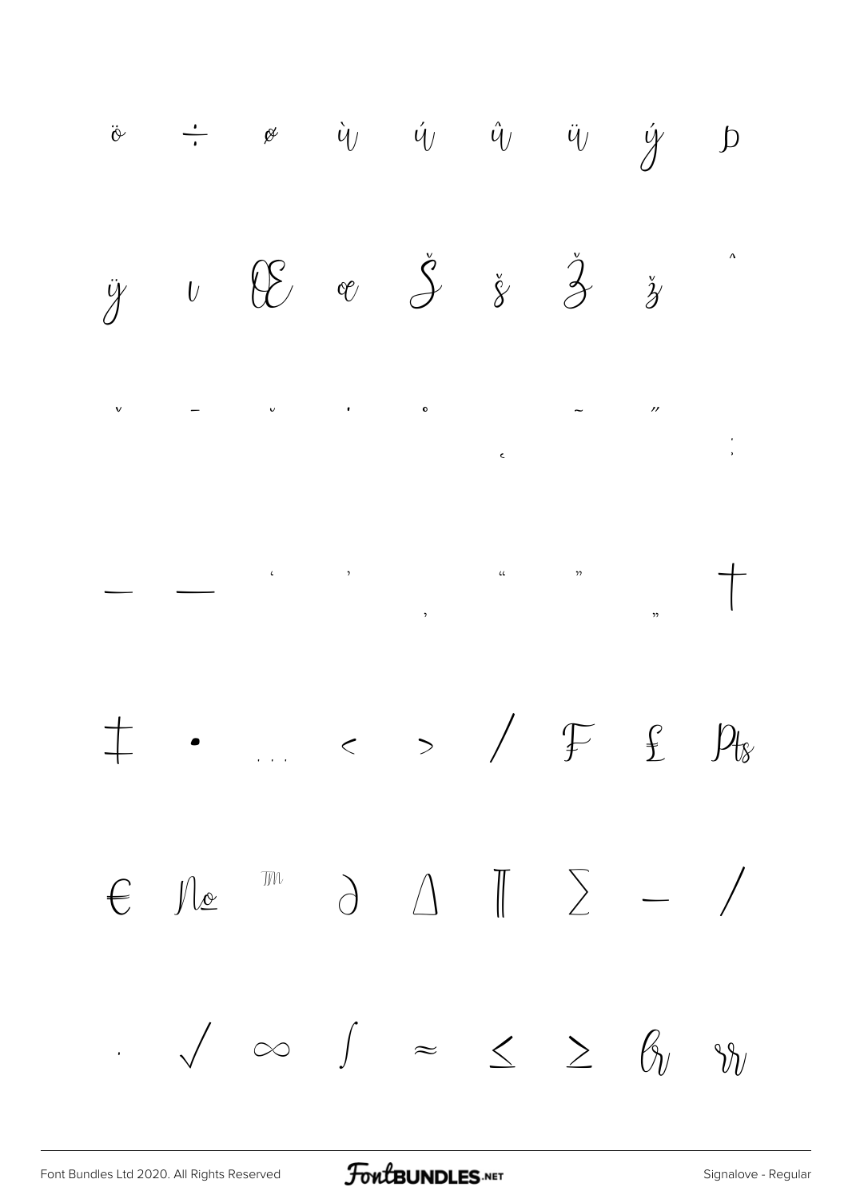ö ÷ ø ù ú û ü ý þ

ÿ ı Œ œ Š š Ž ž ˆ

ˇ ¯ ˘ ˙ ˚ ¸ ˜ ˝ ;

– — ‘ ’ ‚ “ ” „ †

‡ • … ‹ › ⁄ ₣ ₤ ₧

€ № ™ ∂ ∆ ∏ ∑ − ∕

∙ √ ∞ ∫ ≈ ≤ ≥ ꞵ ꞵ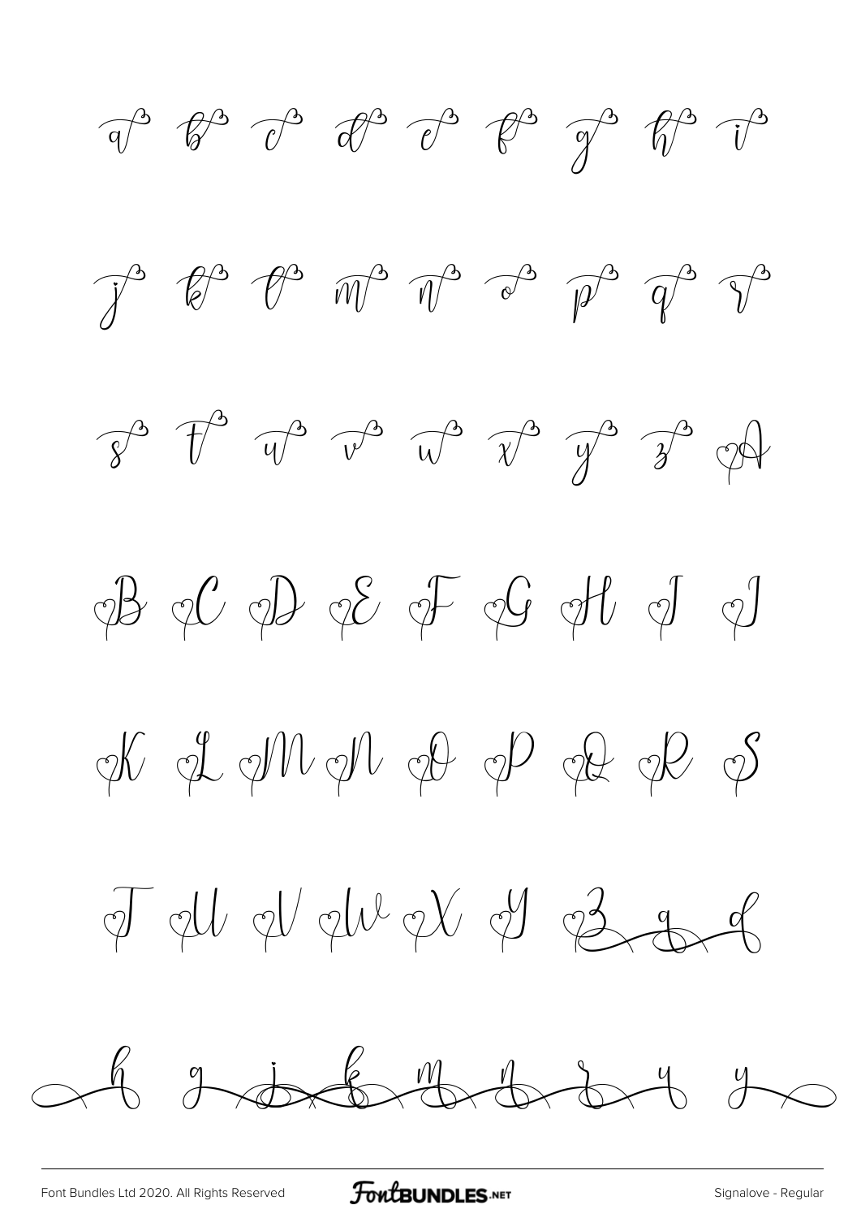a b c d e f g h i

j k l m n o p q r

s t u v w x y z A

B C D E F G H I J

K L M N O P Q R S

T U V W X Y Z g d

h g j k m n r y y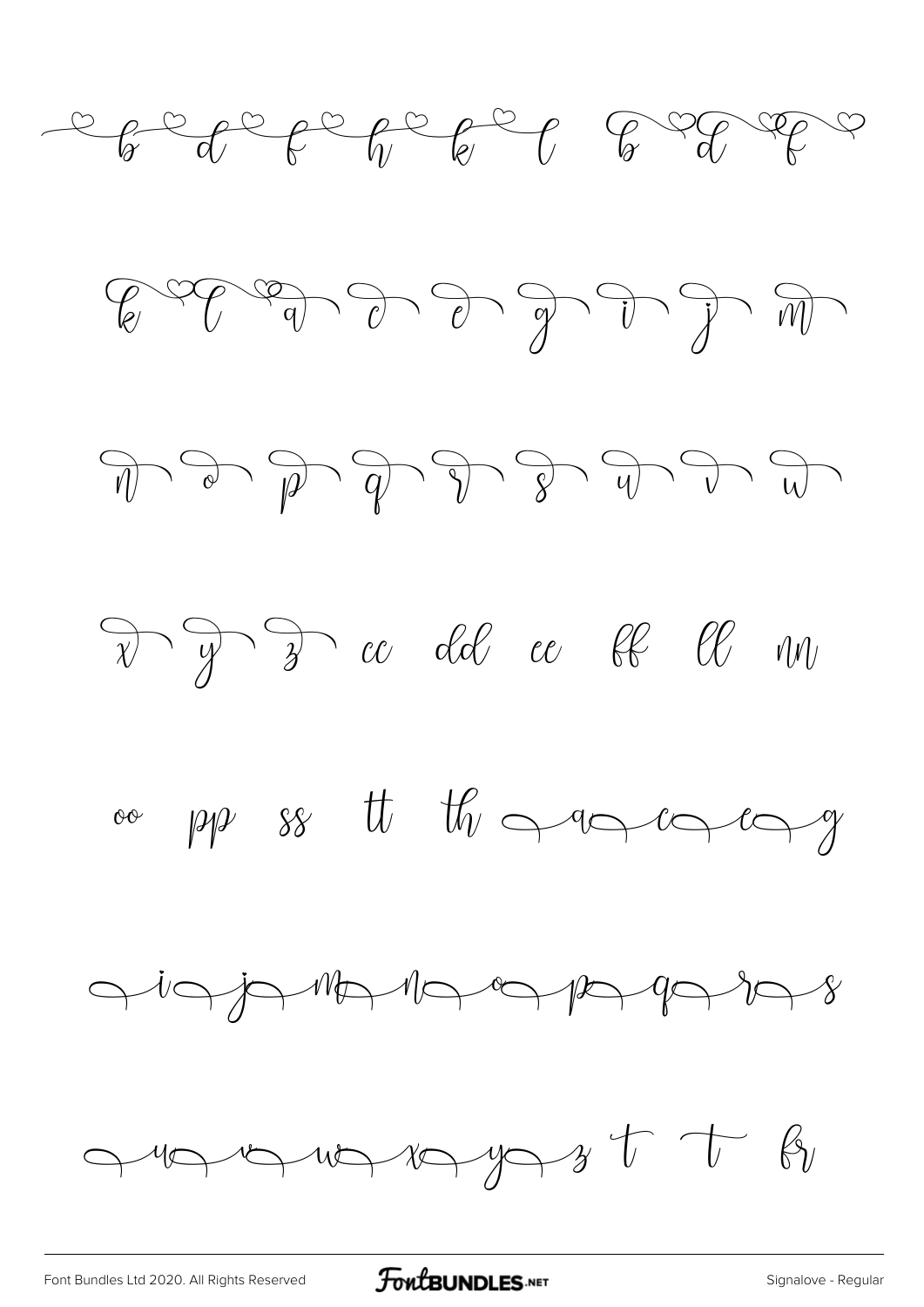b d f h k l b d f

k l a c e g i j m

n o p q r s u v w

x y z cc dd ee ff ll nn

oo pp ss tt th a c e g

i j m n o p q r s

u v w x y z t t fr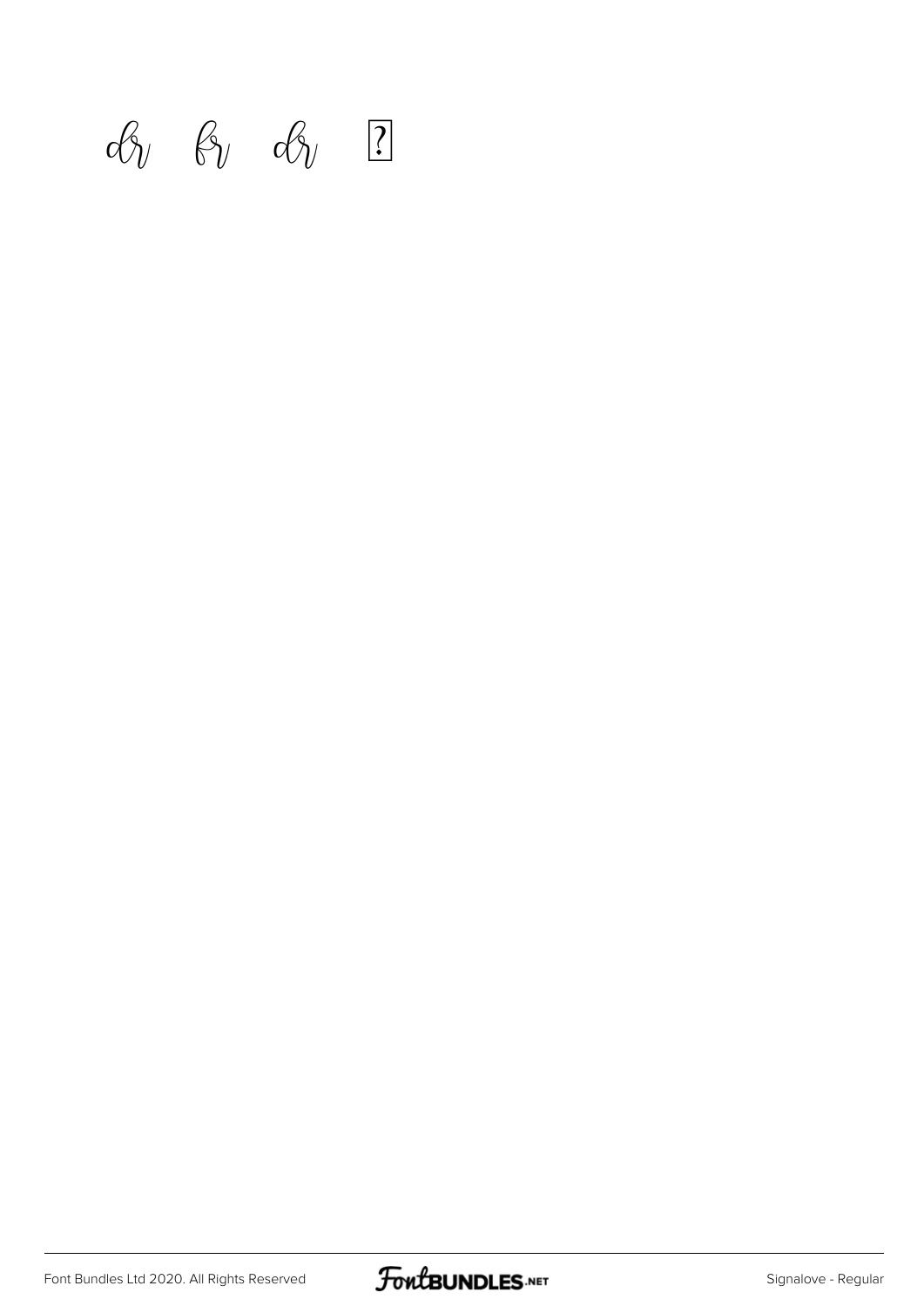dr fr dr ?